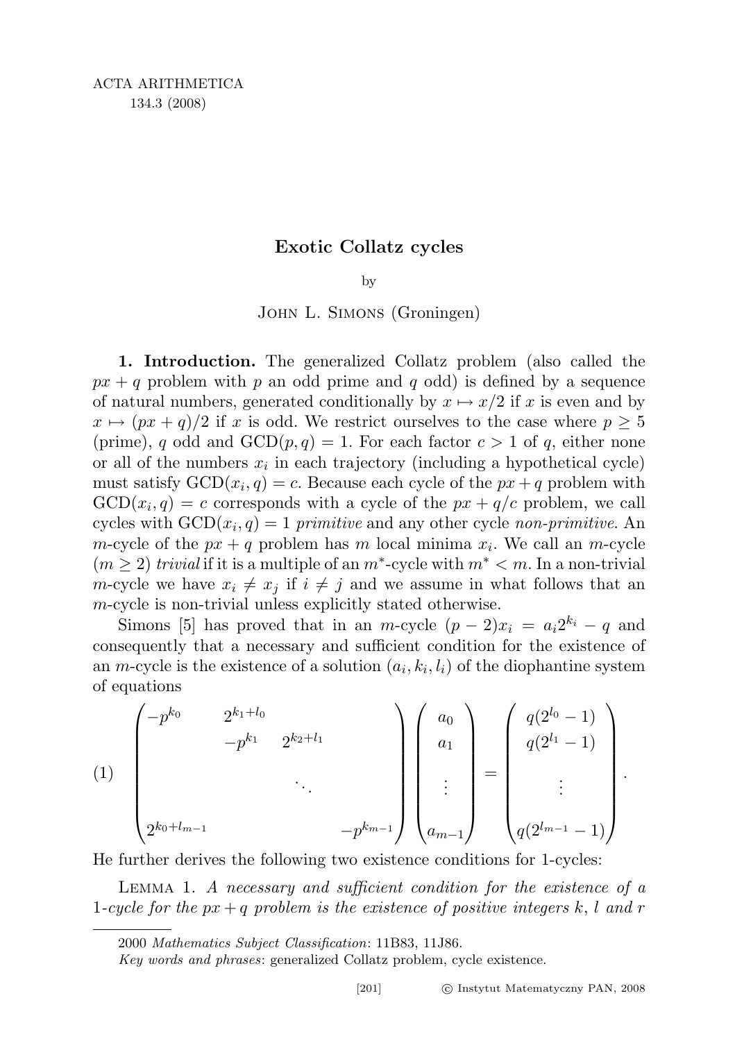ACTA ARITHMETICA
134.3 (2008)

# Exotic Collatz cycles

by

John L. Simons (Groningen)

**1. Introduction.** The generalized Collatz problem (also called the $px + q$ problem with $p$ an odd prime and $q$ odd) is defined by a sequence of natural numbers, generated conditionally by $x \mapsto x/2$ if $x$ is even and by $x \mapsto (px + q)/2$ if $x$ is odd. We restrict ourselves to the case where $p \geq 5$ (prime), $q$ odd and $\mathrm{GCD}(p, q) = 1$. For each factor $c > 1$ of $q$, either none or all of the numbers $x_i$ in each trajectory (including a hypothetical cycle) must satisfy $\mathrm{GCD}(x_i, q) = c$. Because each cycle of the $px + q$ problem with $\mathrm{GCD}(x_i, q) = c$ corresponds with a cycle of the $px + q/c$ problem, we call cycles with $\mathrm{GCD}(x_i, q) = 1$ *primitive* and any other cycle *non-primitive*. An $m$-cycle of the $px + q$ problem has $m$ local minima $x_i$. We call an $m$-cycle $(m \geq 2)$ *trivial* if it is a multiple of an $m^*$-cycle with $m^* < m$. In a non-trivial $m$-cycle we have $x_i \neq x_j$ if $i \neq j$ and we assume in what follows that an $m$-cycle is non-trivial unless explicitly stated otherwise.

Simons [5] has proved that in an $m$-cycle $(p - 2)x_i = a_i 2^{k_i} - q$ and consequently that a necessary and sufficient condition for the existence of an $m$-cycle is the existence of a solution $(a_i, k_i, l_i)$ of the diophantine system of equations

$$
(1) \quad \begin{pmatrix}
-p^{k_0} & 2^{k_1+l_0} & & \\
& -p^{k_1} & 2^{k_2+l_1} & \\
& & \ddots & \\
2^{k_0+l_{m-1}} & & & -p^{k_{m-1}}
\end{pmatrix}
\begin{pmatrix} a_0 \\ a_1 \\ \vdots \\ a_{m-1} \end{pmatrix}
=
\begin{pmatrix} q(2^{l_0}-1) \\ q(2^{l_1}-1) \\ \vdots \\ q(2^{l_{m-1}}-1) \end{pmatrix}.
$$

He further derives the following two existence conditions for 1-cycles:

Lemma 1. *A necessary and sufficient condition for the existence of a 1-cycle for the $px + q$ problem is the existence of positive integers $k$, $l$ and $r$*

2000 *Mathematics Subject Classification*: 11B83, 11J86.

*Key words and phrases*: generalized Collatz problem, cycle existence.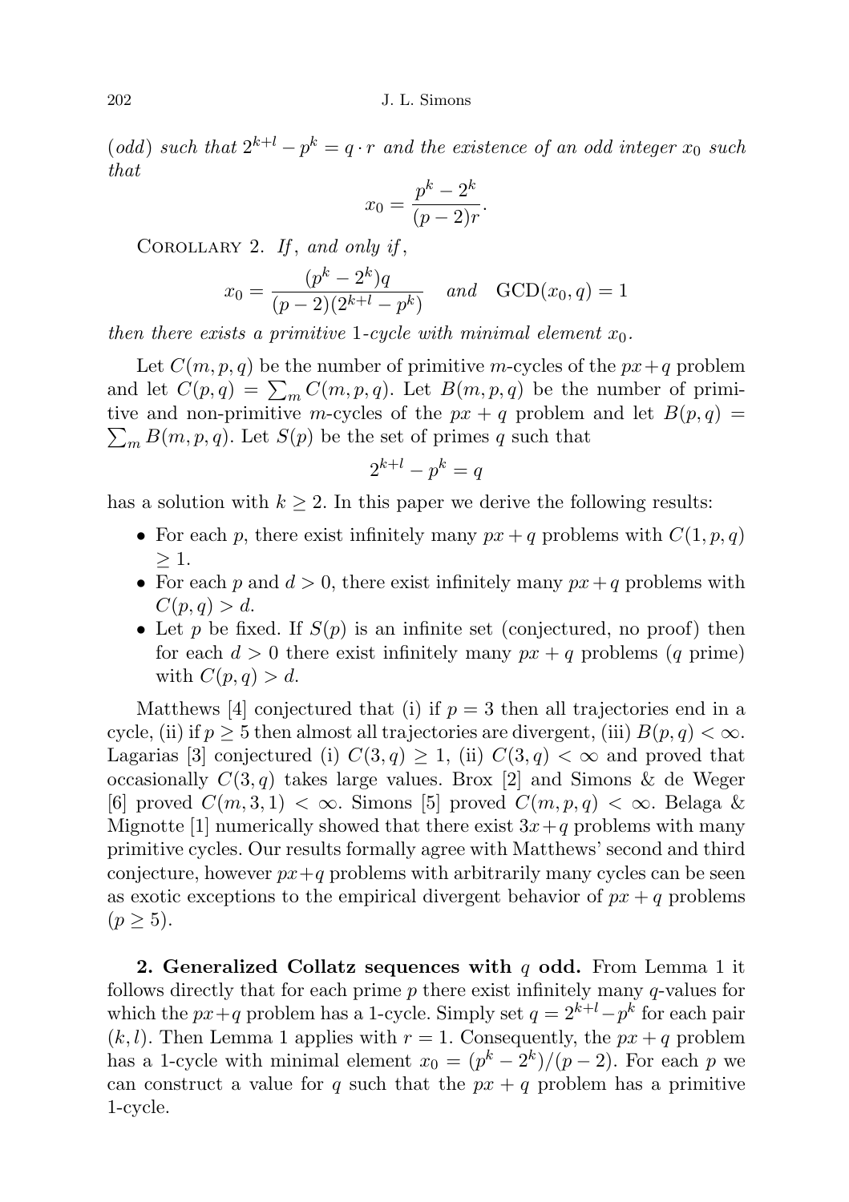*(odd) such that $2^{k+l} - p^k = q \cdot r$ and the existence of an odd integer $x_0$ such that*

$$x_0 = \frac{p^k - 2^k}{(p-2)r}.$$

Corollary 2. *If, and only if,*

$$x_0 = \frac{(p^k - 2^k)q}{(p-2)(2^{k+l} - p^k)} \quad \text{and} \quad \mathrm{GCD}(x_0, q) = 1$$

*then there exists a primitive* 1*-cycle with minimal element* $x_0$.

Let $C(m, p, q)$ be the number of primitive $m$-cycles of the $px+q$ problem and let $C(p, q) = \sum_m C(m, p, q)$. Let $B(m, p, q)$ be the number of primitive and non-primitive $m$-cycles of the $px + q$ problem and let $B(p, q) = \sum_m B(m, p, q)$. Let $S(p)$ be the set of primes $q$ such that

$$2^{k+l} - p^k = q$$

has a solution with $k \geq 2$. In this paper we derive the following results:

- For each $p$, there exist infinitely many $px + q$ problems with $C(1, p, q) \geq 1$.
- For each $p$ and $d > 0$, there exist infinitely many $px + q$ problems with $C(p, q) > d$.
- Let $p$ be fixed. If $S(p)$ is an infinite set (conjectured, no proof) then for each $d > 0$ there exist infinitely many $px + q$ problems ($q$ prime) with $C(p, q) > d$.

Matthews [4] conjectured that (i) if $p = 3$ then all trajectories end in a cycle, (ii) if $p \geq 5$ then almost all trajectories are divergent, (iii) $B(p, q) < \infty$. Lagarias [3] conjectured (i) $C(3, q) \geq 1$, (ii) $C(3, q) < \infty$ and proved that occasionally $C(3, q)$ takes large values. Brox [2] and Simons & de Weger [6] proved $C(m, 3, 1) < \infty$. Simons [5] proved $C(m, p, q) < \infty$. Belaga & Mignotte [1] numerically showed that there exist $3x+q$ problems with many primitive cycles. Our results formally agree with Matthews' second and third conjecture, however $px+q$ problems with arbitrarily many cycles can be seen as exotic exceptions to the empirical divergent behavior of $px + q$ problems ($p \geq 5$).

**2. Generalized Collatz sequences with $q$ odd.** From Lemma 1 it follows directly that for each prime $p$ there exist infinitely many $q$-values for which the $px+q$ problem has a 1-cycle. Simply set $q = 2^{k+l} - p^k$ for each pair $(k, l)$. Then Lemma 1 applies with $r = 1$. Consequently, the $px + q$ problem has a 1-cycle with minimal element $x_0 = (p^k - 2^k)/(p - 2)$. For each $p$ we can construct a value for $q$ such that the $px + q$ problem has a primitive 1-cycle.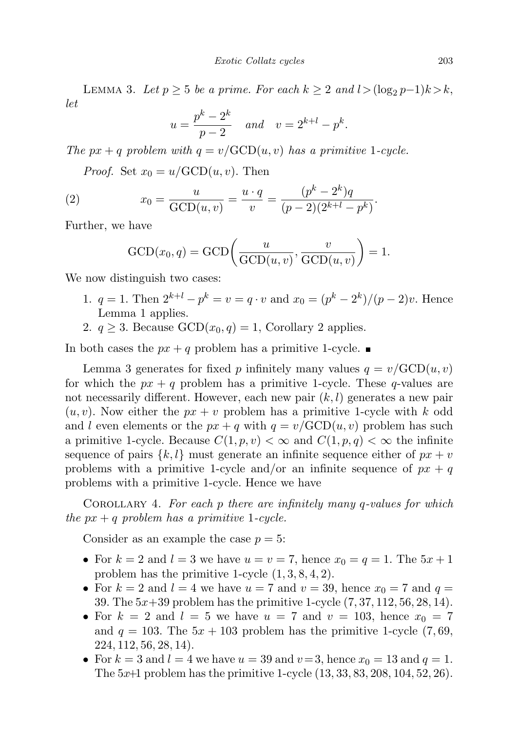LEMMA 3. *Let $p \geq 5$ be a prime. For each $k \geq 2$ and $l > (\log_2 p - 1)k > k$, let*

$$u = \frac{p^k - 2^k}{p-2} \quad \text{and} \quad v = 2^{k+l} - p^k.$$

*The $px + q$ problem with $q = v/\mathrm{GCD}(u, v)$ has a primitive 1-cycle.*

*Proof.* Set $x_0 = u/\mathrm{GCD}(u, v)$. Then

$$x_0 = \frac{u}{\mathrm{GCD}(u,v)} = \frac{u \cdot q}{v} = \frac{(p^k - 2^k)q}{(p-2)(2^{k+l} - p^k)}. \tag{2}$$

Further, we have

$$\mathrm{GCD}(x_0, q) = \mathrm{GCD}\bigg(\frac{u}{\mathrm{GCD}(u,v)}, \frac{v}{\mathrm{GCD}(u,v)}\bigg) = 1.$$

We now distinguish two cases:

1. $q = 1$. Then $2^{k+l} - p^k = v = q \cdot v$ and $x_0 = (p^k - 2^k)/(p-2)v$. Hence Lemma 1 applies.
2. $q \geq 3$. Because $\mathrm{GCD}(x_0, q) = 1$, Corollary 2 applies.

In both cases the $px + q$ problem has a primitive 1-cycle. ■

Lemma 3 generates for fixed $p$ infinitely many values $q = v/\mathrm{GCD}(u, v)$ for which the $px + q$ problem has a primitive 1-cycle. These $q$-values are not necessarily different. However, each new pair $(k, l)$ generates a new pair $(u, v)$. Now either the $px + v$ problem has a primitive 1-cycle with $k$ odd and $l$ even elements or the $px + q$ with $q = v/\mathrm{GCD}(u, v)$ problem has such a primitive 1-cycle. Because $C(1, p, v) < \infty$ and $C(1, p, q) < \infty$ the infinite sequence of pairs $\{k, l\}$ must generate an infinite sequence either of $px + v$ problems with a primitive 1-cycle and/or an infinite sequence of $px + q$ problems with a primitive 1-cycle. Hence we have

COROLLARY 4. *For each $p$ there are infinitely many $q$-values for which the $px + q$ problem has a primitive 1-cycle.*

Consider as an example the case $p = 5$:

- For $k = 2$ and $l = 3$ we have $u = v = 7$, hence $x_0 = q = 1$. The $5x + 1$ problem has the primitive 1-cycle $(1, 3, 8, 4, 2)$.
- For $k = 2$ and $l = 4$ we have $u = 7$ and $v = 39$, hence $x_0 = 7$ and $q = 39$. The $5x+39$ problem has the primitive 1-cycle $(7, 37, 112, 56, 28, 14)$.
- For $k = 2$ and $l = 5$ we have $u = 7$ and $v = 103$, hence $x_0 = 7$ and $q = 103$. The $5x + 103$ problem has the primitive 1-cycle $(7, 69, 224, 112, 56, 28, 14)$.
- For $k = 3$ and $l = 4$ we have $u = 39$ and $v = 3$, hence $x_0 = 13$ and $q = 1$. The $5x+1$ problem has the primitive 1-cycle $(13, 33, 83, 208, 104, 52, 26)$.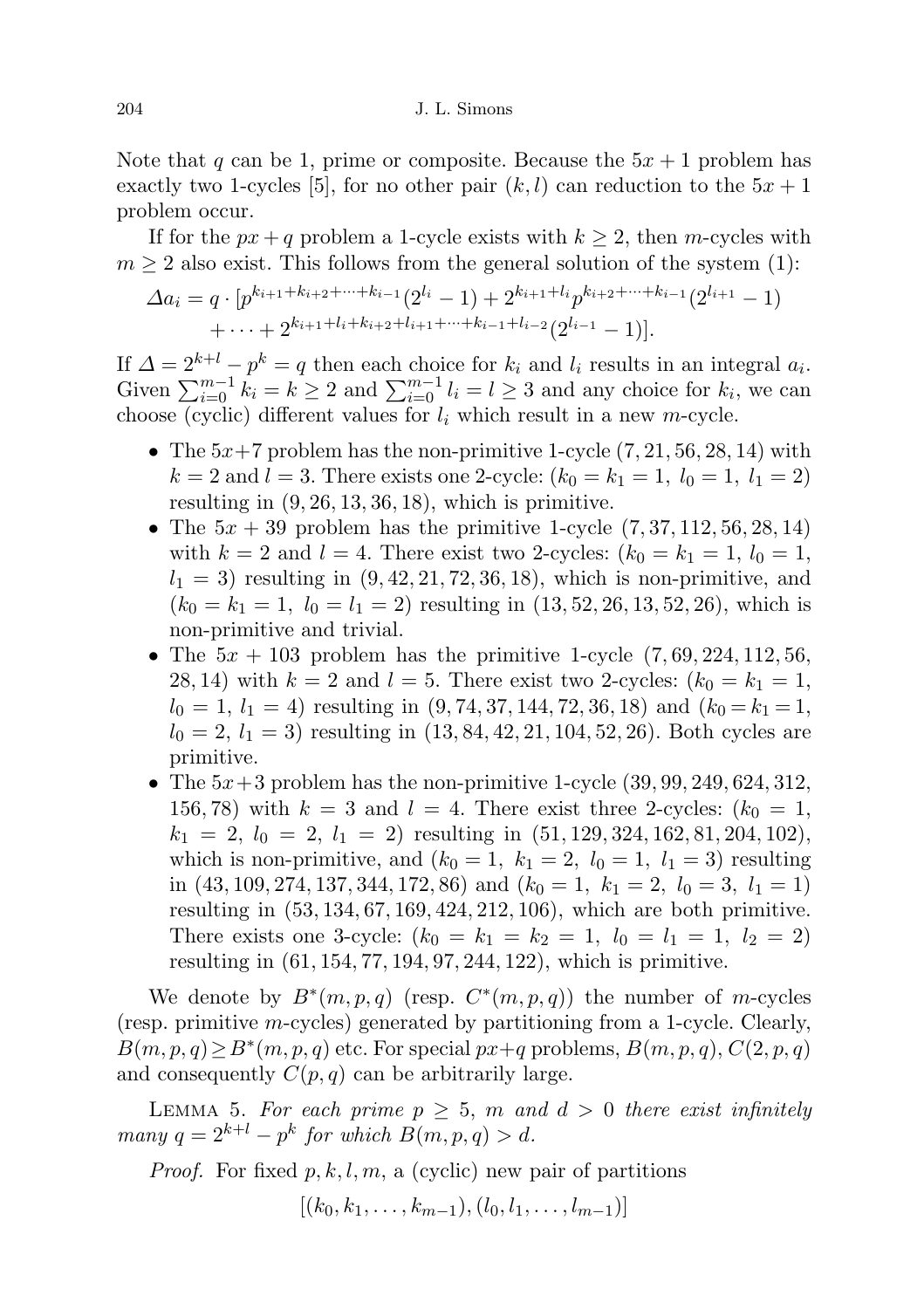Note that $q$ can be 1, prime or composite. Because the $5x+1$ problem has exactly two 1-cycles [5], for no other pair $(k,l)$ can reduction to the $5x+1$ problem occur.

If for the $px+q$ problem a 1-cycle exists with $k \geq 2$, then $m$-cycles with $m \geq 2$ also exist. This follows from the general solution of the system (1):

$$\begin{aligned}\Delta a_i = q \cdot [&p^{k_{i+1}+k_{i+2}+\cdots+k_{i-1}}(2^{l_i}-1) + 2^{k_{i+1}+l_i}p^{k_{i+2}+\cdots+k_{i-1}}(2^{l_{i+1}}-1)\\ &+ \cdots + 2^{k_{i+1}+l_i+k_{i+2}+l_{i+1}+\cdots+k_{i-1}+l_{i-2}}(2^{l_{i-1}}-1)].\end{aligned}$$

If $\Delta = 2^{k+l} - p^k = q$ then each choice for $k_i$ and $l_i$ results in an integral $a_i$. Given $\sum_{i=0}^{m-1} k_i = k \geq 2$ and $\sum_{i=0}^{m-1} l_i = l \geq 3$ and any choice for $k_i$, we can choose (cyclic) different values for $l_i$ which result in a new $m$-cycle.

- The $5x+7$ problem has the non-primitive 1-cycle $(7, 21, 56, 28, 14)$ with $k=2$ and $l=3$. There exists one 2-cycle: $(k_0 = k_1 = 1,\ l_0 = 1,\ l_1 = 2)$ resulting in $(9, 26, 13, 36, 18)$, which is primitive.
- The $5x+39$ problem has the primitive 1-cycle $(7, 37, 112, 56, 28, 14)$ with $k=2$ and $l=4$. There exist two 2-cycles: $(k_0 = k_1 = 1,\ l_0 = 1,\ l_1 = 3)$ resulting in $(9, 42, 21, 72, 36, 18)$, which is non-primitive, and $(k_0 = k_1 = 1,\ l_0 = l_1 = 2)$ resulting in $(13, 52, 26, 13, 52, 26)$, which is non-primitive and trivial.
- The $5x+103$ problem has the primitive 1-cycle $(7, 69, 224, 112, 56, 28, 14)$ with $k=2$ and $l=5$. There exist two 2-cycles: $(k_0 = k_1 = 1,\ l_0 = 1,\ l_1 = 4)$ resulting in $(9, 74, 37, 144, 72, 36, 18)$ and $(k_0 = k_1 = 1,\ l_0 = 2,\ l_1 = 3)$ resulting in $(13, 84, 42, 21, 104, 52, 26)$. Both cycles are primitive.
- The $5x+3$ problem has the non-primitive 1-cycle $(39, 99, 249, 624, 312, 156, 78)$ with $k=3$ and $l=4$. There exist three 2-cycles: $(k_0 = 1,\ k_1 = 2,\ l_0 = 2,\ l_1 = 2)$ resulting in $(51, 129, 324, 162, 81, 204, 102)$, which is non-primitive, and $(k_0 = 1,\ k_1 = 2,\ l_0 = 1,\ l_1 = 3)$ resulting in $(43, 109, 274, 137, 344, 172, 86)$ and $(k_0 = 1,\ k_1 = 2,\ l_0 = 3,\ l_1 = 1)$ resulting in $(53, 134, 67, 169, 424, 212, 106)$, which are both primitive. There exists one 3-cycle: $(k_0 = k_1 = k_2 = 1,\ l_0 = l_1 = 1,\ l_2 = 2)$ resulting in $(61, 154, 77, 194, 97, 244, 122)$, which is primitive.

We denote by $B^*(m,p,q)$ (resp. $C^*(m,p,q)$) the number of $m$-cycles (resp. primitive $m$-cycles) generated by partitioning from a 1-cycle. Clearly, $B(m,p,q) \geq B^*(m,p,q)$ etc. For special $px+q$ problems, $B(m,p,q)$, $C(2,p,q)$ and consequently $C(p,q)$ can be arbitrarily large.

Lemma 5. *For each prime $p \geq 5$, $m$ and $d > 0$ there exist infinitely many $q = 2^{k+l} - p^k$ for which $B(m,p,q) > d$.*

*Proof.* For fixed $p,k,l,m$, a (cyclic) new pair of partitions

$$[(k_0, k_1, \ldots, k_{m-1}), (l_0, l_1, \ldots, l_{m-1})]$$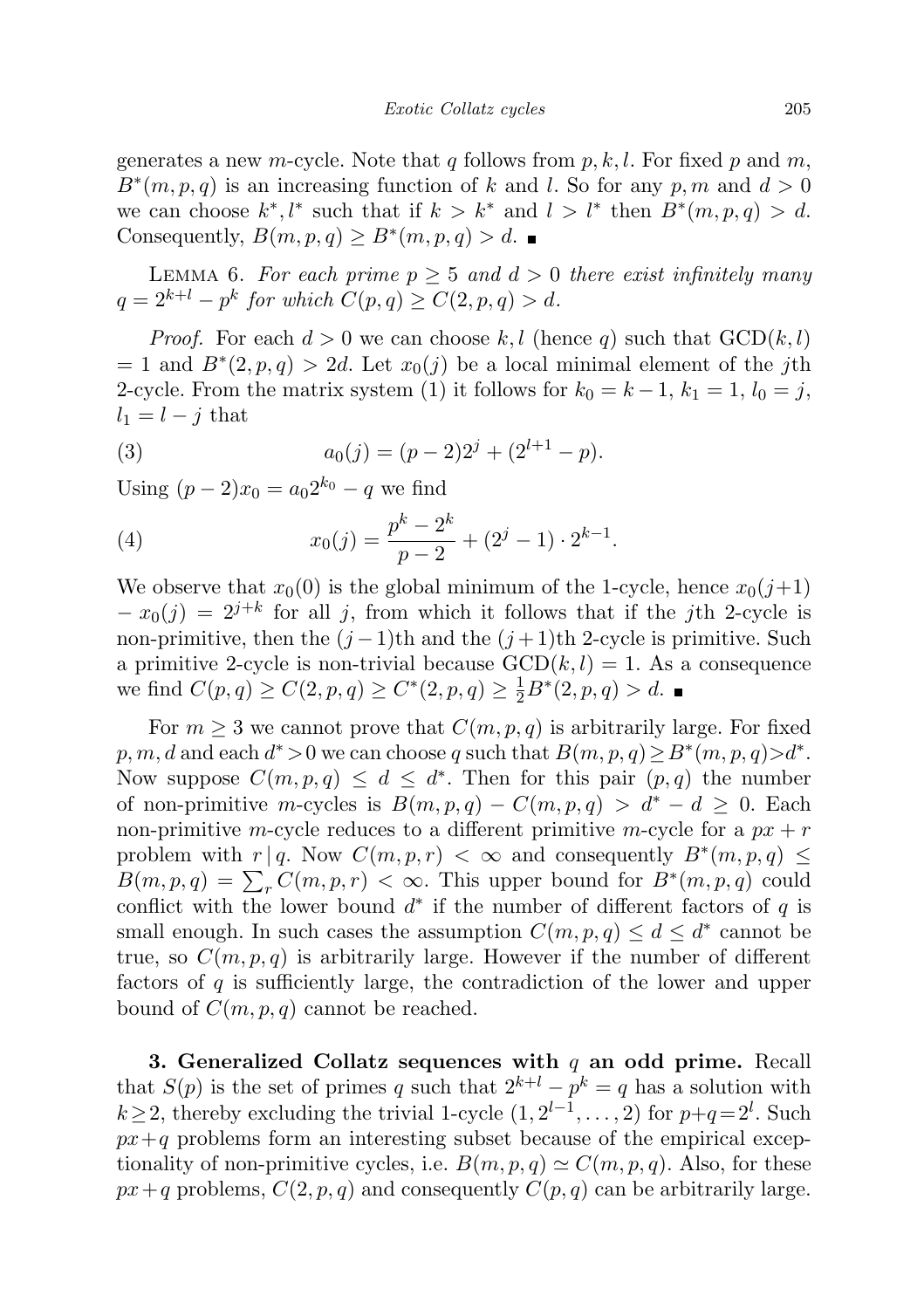generates a new $m$-cycle. Note that $q$ follows from $p, k, l$. For fixed $p$ and $m$, $B^*(m, p, q)$ is an increasing function of $k$ and $l$. So for any $p, m$ and $d > 0$ we can choose $k^*, l^*$ such that if $k > k^*$ and $l > l^*$ then $B^*(m, p, q) > d$. Consequently, $B(m, p, q) \geq B^*(m, p, q) > d$. ∎

LEMMA 6. *For each prime $p \geq 5$ and $d > 0$ there exist infinitely many $q = 2^{k+l} - p^k$ for which $C(p, q) \geq C(2, p, q) > d$.*

*Proof.* For each $d > 0$ we can choose $k, l$ (hence $q$) such that $\mathrm{GCD}(k, l) = 1$ and $B^*(2, p, q) > 2d$. Let $x_0(j)$ be a local minimal element of the $j$th 2-cycle. From the matrix system (1) it follows for $k_0 = k - 1$, $k_1 = 1$, $l_0 = j$, $l_1 = l - j$ that

$$a_0(j) = (p-2)2^j + (2^{l+1} - p). \tag{3}$$

Using $(p-2)x_0 = a_0 2^{k_0} - q$ we find

$$x_0(j) = \frac{p^k - 2^k}{p-2} + (2^j - 1) \cdot 2^{k-1}. \tag{4}$$

We observe that $x_0(0)$ is the global minimum of the 1-cycle, hence $x_0(j+1) - x_0(j) = 2^{j+k}$ for all $j$, from which it follows that if the $j$th 2-cycle is non-primitive, then the $(j-1)$th and the $(j+1)$th 2-cycle is primitive. Such a primitive 2-cycle is non-trivial because $\mathrm{GCD}(k, l) = 1$. As a consequence we find $C(p, q) \geq C(2, p, q) \geq C^*(2, p, q) \geq \frac{1}{2}B^*(2, p, q) > d$. ∎

For $m \geq 3$ we cannot prove that $C(m, p, q)$ is arbitrarily large. For fixed $p, m, d$ and each $d^* > 0$ we can choose $q$ such that $B(m, p, q) \geq B^*(m, p, q) > d^*$. Now suppose $C(m, p, q) \leq d \leq d^*$. Then for this pair $(p, q)$ the number of non-primitive $m$-cycles is $B(m, p, q) - C(m, p, q) > d^* - d \geq 0$. Each non-primitive $m$-cycle reduces to a different primitive $m$-cycle for a $px + r$ problem with $r \mid q$. Now $C(m, p, r) < \infty$ and consequently $B^*(m, p, q) \leq B(m, p, q) = \sum_r C(m, p, r) < \infty$. This upper bound for $B^*(m, p, q)$ could conflict with the lower bound $d^*$ if the number of different factors of $q$ is small enough. In such cases the assumption $C(m, p, q) \leq d \leq d^*$ cannot be true, so $C(m, p, q)$ is arbitrarily large. However if the number of different factors of $q$ is sufficiently large, the contradiction of the lower and upper bound of $C(m, p, q)$ cannot be reached.

**3. Generalized Collatz sequences with $q$ an odd prime.** Recall that $S(p)$ is the set of primes $q$ such that $2^{k+l} - p^k = q$ has a solution with $k \geq 2$, thereby excluding the trivial 1-cycle $(1, 2^{l-1}, \ldots, 2)$ for $p + q = 2^l$. Such $px + q$ problems form an interesting subset because of the empirical exceptionality of non-primitive cycles, i.e. $B(m, p, q) \simeq C(m, p, q)$. Also, for these $px + q$ problems, $C(2, p, q)$ and consequently $C(p, q)$ can be arbitrarily large.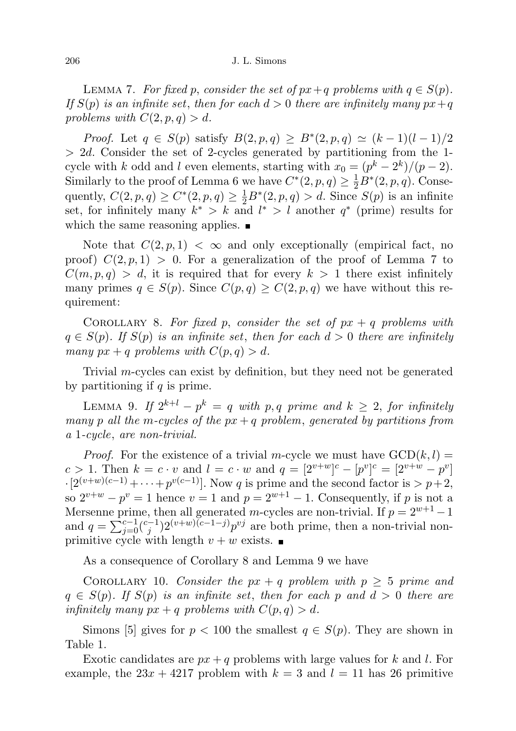LEMMA 7. *For fixed $p$, consider the set of $px+q$ problems with $q \in S(p)$. If $S(p)$ is an infinite set, then for each $d > 0$ there are infinitely many $px+q$ problems with $C(2,p,q) > d$.*

*Proof.* Let $q \in S(p)$ satisfy $B(2,p,q) \geq B^*(2,p,q) \simeq (k-1)(l-1)/2 > 2d$. Consider the set of 2-cycles generated by partitioning from the 1-cycle with $k$ odd and $l$ even elements, starting with $x_0 = (p^k - 2^k)/(p-2)$. Similarly to the proof of Lemma 6 we have $C^*(2,p,q) \geq \frac{1}{2}B^*(2,p,q)$. Consequently, $C(2,p,q) \geq C^*(2,p,q) \geq \frac{1}{2}B^*(2,p,q) > d$. Since $S(p)$ is an infinite set, for infinitely many $k^* > k$ and $l^* > l$ another $q^*$ (prime) results for which the same reasoning applies. ∎

Note that $C(2,p,1) < \infty$ and only exceptionally (empirical fact, no proof) $C(2,p,1) > 0$. For a generalization of the proof of Lemma 7 to $C(m,p,q) > d$, it is required that for every $k > 1$ there exist infinitely many primes $q \in S(p)$. Since $C(p,q) \geq C(2,p,q)$ we have without this requirement:

COROLLARY 8. *For fixed $p$, consider the set of $px+q$ problems with $q \in S(p)$. If $S(p)$ is an infinite set, then for each $d > 0$ there are infinitely many $px+q$ problems with $C(p,q) > d$.*

Trivial $m$-cycles can exist by definition, but they need not be generated by partitioning if $q$ is prime.

LEMMA 9. *If $2^{k+l} - p^k = q$ with $p, q$ prime and $k \geq 2$, for infinitely many $p$ all the $m$-cycles of the $px+q$ problem, generated by partitions from a 1-cycle, are non-trivial.*

*Proof.* For the existence of a trivial $m$-cycle we must have $\mathrm{GCD}(k,l) = c > 1$. Then $k = c \cdot v$ and $l = c \cdot w$ and $q = [2^{v+w}]^c - [p^v]^c = [2^{v+w} - p^v] \cdot [2^{(v+w)(c-1)} + \cdots + p^{v(c-1)}]$. Now $q$ is prime and the second factor is $> p+2$, so $2^{v+w} - p^v = 1$ hence $v = 1$ and $p = 2^{w+1} - 1$. Consequently, if $p$ is not a Mersenne prime, then all generated $m$-cycles are non-trivial. If $p = 2^{w+1} - 1$ and $q = \sum_{j=0}^{c-1} \binom{c-1}{j} 2^{(v+w)(c-1-j)} p^{vj}$ are both prime, then a non-trivial non-primitive cycle with length $v + w$ exists. ∎

As a consequence of Corollary 8 and Lemma 9 we have

COROLLARY 10. *Consider the $px+q$ problem with $p \geq 5$ prime and $q \in S(p)$. If $S(p)$ is an infinite set, then for each $p$ and $d > 0$ there are infinitely many $px+q$ problems with $C(p,q) > d$.*

Simons [5] gives for $p < 100$ the smallest $q \in S(p)$. They are shown in Table 1.

Exotic candidates are $px+q$ problems with large values for $k$ and $l$. For example, the $23x + 4217$ problem with $k = 3$ and $l = 11$ has 26 primitive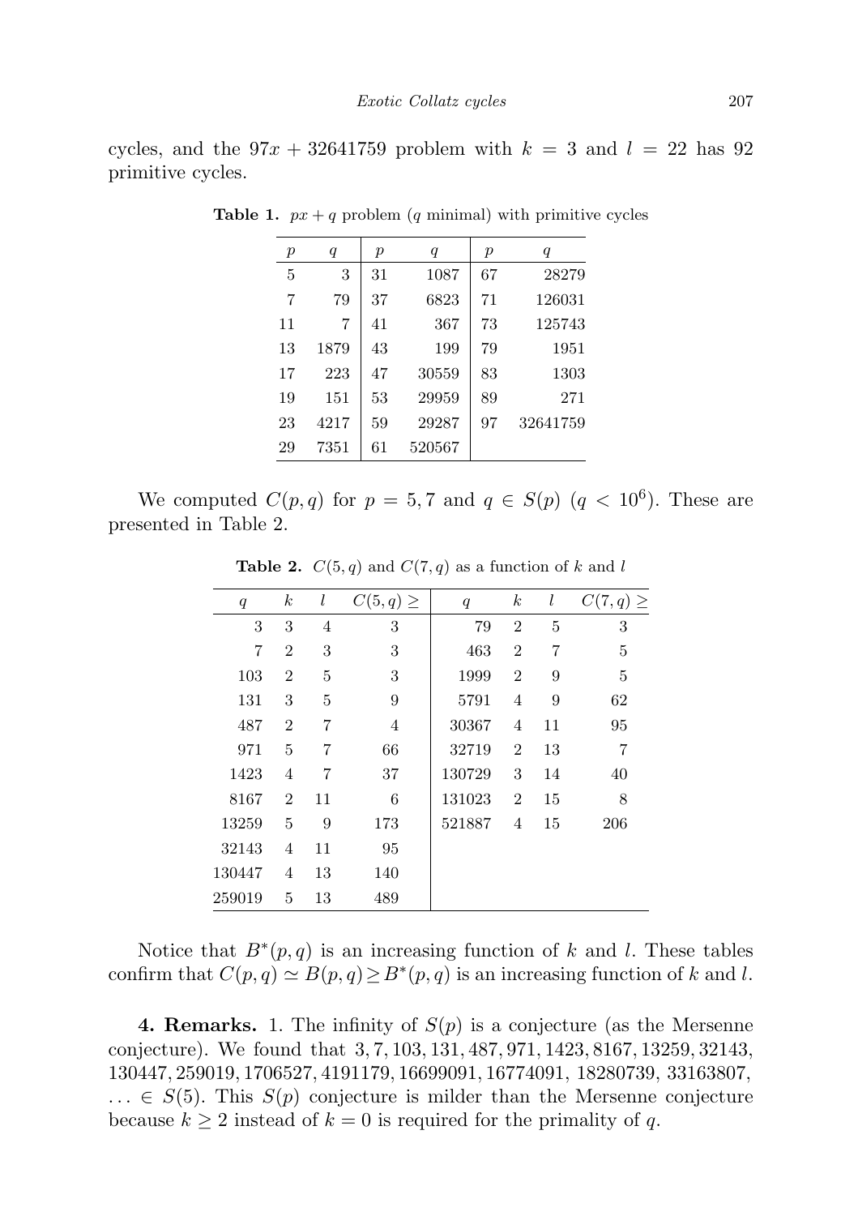cycles, and the $97x + 32641759$ problem with $k = 3$ and $l = 22$ has 92 primitive cycles.

**Table 1.** $px + q$ problem ($q$ minimal) with primitive cycles

| $p$ | $q$ | $p$ | $q$ | $p$ | $q$ |
|---|---|---|---|---|---|
| 5 | 3 | 31 | 1087 | 67 | 28279 |
| 7 | 79 | 37 | 6823 | 71 | 126031 |
| 11 | 7 | 41 | 367 | 73 | 125743 |
| 13 | 1879 | 43 | 199 | 79 | 1951 |
| 17 | 223 | 47 | 30559 | 83 | 1303 |
| 19 | 151 | 53 | 29959 | 89 | 271 |
| 23 | 4217 | 59 | 29287 | 97 | 32641759 |
| 29 | 7351 | 61 | 520567 | | |

We computed $C(p, q)$ for $p = 5, 7$ and $q \in S(p)$ ($q < 10^6$). These are presented in Table 2.

**Table 2.** $C(5, q)$ and $C(7, q)$ as a function of $k$ and $l$

| $q$ | $k$ | $l$ | $C(5, q) \geq$ | $q$ | $k$ | $l$ | $C(7, q) \geq$ |
|---|---|---|---|---|---|---|---|
| 3 | 3 | 4 | 3 | 79 | 2 | 5 | 3 |
| 7 | 2 | 3 | 3 | 463 | 2 | 7 | 5 |
| 103 | 2 | 5 | 3 | 1999 | 2 | 9 | 5 |
| 131 | 3 | 5 | 9 | 5791 | 4 | 9 | 62 |
| 487 | 2 | 7 | 4 | 30367 | 4 | 11 | 95 |
| 971 | 5 | 7 | 66 | 32719 | 2 | 13 | 7 |
| 1423 | 4 | 7 | 37 | 130729 | 3 | 14 | 40 |
| 8167 | 2 | 11 | 6 | 131023 | 2 | 15 | 8 |
| 13259 | 5 | 9 | 173 | 521887 | 4 | 15 | 206 |
| 32143 | 4 | 11 | 95 | | | | |
| 130447 | 4 | 13 | 140 | | | | |
| 259019 | 5 | 13 | 489 | | | | |

Notice that $B^*(p, q)$ is an increasing function of $k$ and $l$. These tables confirm that $C(p, q) \simeq B(p, q) \geq B^*(p, q)$ is an increasing function of $k$ and $l$.

**4. Remarks.** 1. The infinity of $S(p)$ is a conjecture (as the Mersenne conjecture). We found that $3, 7, 103, 131, 487, 971, 1423, 8167, 13259, 32143, 130447, 259019, 1706527, 4191179, 16699091, 16774091, 18280739, 33163807, \ldots \in S(5)$. This $S(p)$ conjecture is milder than the Mersenne conjecture because $k \geq 2$ instead of $k = 0$ is required for the primality of $q$.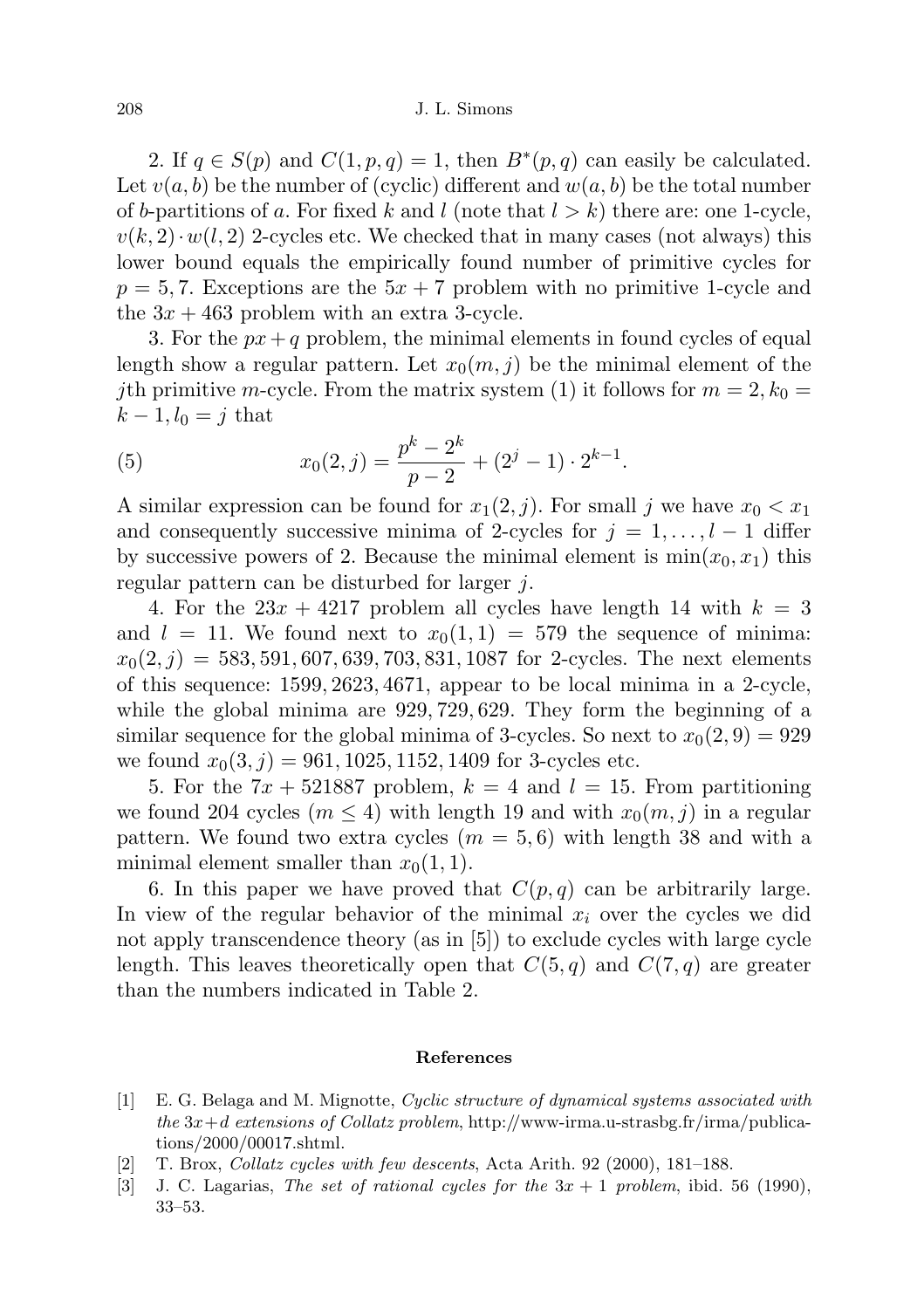2. If $q \in S(p)$ and $C(1,p,q) = 1$, then $B^*(p,q)$ can easily be calculated. Let $v(a,b)$ be the number of (cyclic) different and $w(a,b)$ be the total number of $b$-partitions of $a$. For fixed $k$ and $l$ (note that $l > k$) there are: one 1-cycle, $v(k,2) \cdot w(l,2)$ 2-cycles etc. We checked that in many cases (not always) this lower bound equals the empirically found number of primitive cycles for $p = 5, 7$. Exceptions are the $5x + 7$ problem with no primitive 1-cycle and the $3x + 463$ problem with an extra 3-cycle.

3. For the $px + q$ problem, the minimal elements in found cycles of equal length show a regular pattern. Let $x_0(m,j)$ be the minimal element of the $j$th primitive $m$-cycle. From the matrix system (1) it follows for $m = 2, k_0 = k - 1, l_0 = j$ that

$$x_0(2,j) = \frac{p^k - 2^k}{p-2} + (2^j - 1) \cdot 2^{k-1}. \tag{5}$$

A similar expression can be found for $x_1(2,j)$. For small $j$ we have $x_0 < x_1$ and consequently successive minima of 2-cycles for $j = 1, \ldots, l-1$ differ by successive powers of 2. Because the minimal element is $\min(x_0, x_1)$ this regular pattern can be disturbed for larger $j$.

4. For the $23x + 4217$ problem all cycles have length 14 with $k = 3$ and $l = 11$. We found next to $x_0(1,1) = 579$ the sequence of minima: $x_0(2,j) = 583, 591, 607, 639, 703, 831, 1087$ for 2-cycles. The next elements of this sequence: $1599, 2623, 4671$, appear to be local minima in a 2-cycle, while the global minima are $929, 729, 629$. They form the beginning of a similar sequence for the global minima of 3-cycles. So next to $x_0(2,9) = 929$ we found $x_0(3,j) = 961, 1025, 1152, 1409$ for 3-cycles etc.

5. For the $7x + 521887$ problem, $k = 4$ and $l = 15$. From partitioning we found 204 cycles ($m \le 4$) with length 19 and with $x_0(m,j)$ in a regular pattern. We found two extra cycles ($m = 5, 6$) with length 38 and with a minimal element smaller than $x_0(1,1)$.

6. In this paper we have proved that $C(p,q)$ can be arbitrarily large. In view of the regular behavior of the minimal $x_i$ over the cycles we did not apply transcendence theory (as in [5]) to exclude cycles with large cycle length. This leaves theoretically open that $C(5,q)$ and $C(7,q)$ are greater than the numbers indicated in Table 2.

## References

[1] E. G. Belaga and M. Mignotte, *Cyclic structure of dynamical systems associated with the $3x+d$ extensions of Collatz problem*, http://www-irma.u-strasbg.fr/irma/publications/2000/00017.shtml.

[2] T. Brox, *Collatz cycles with few descents*, Acta Arith. 92 (2000), 181–188.

[3] J. C. Lagarias, *The set of rational cycles for the $3x + 1$ problem*, ibid. 56 (1990), 33–53.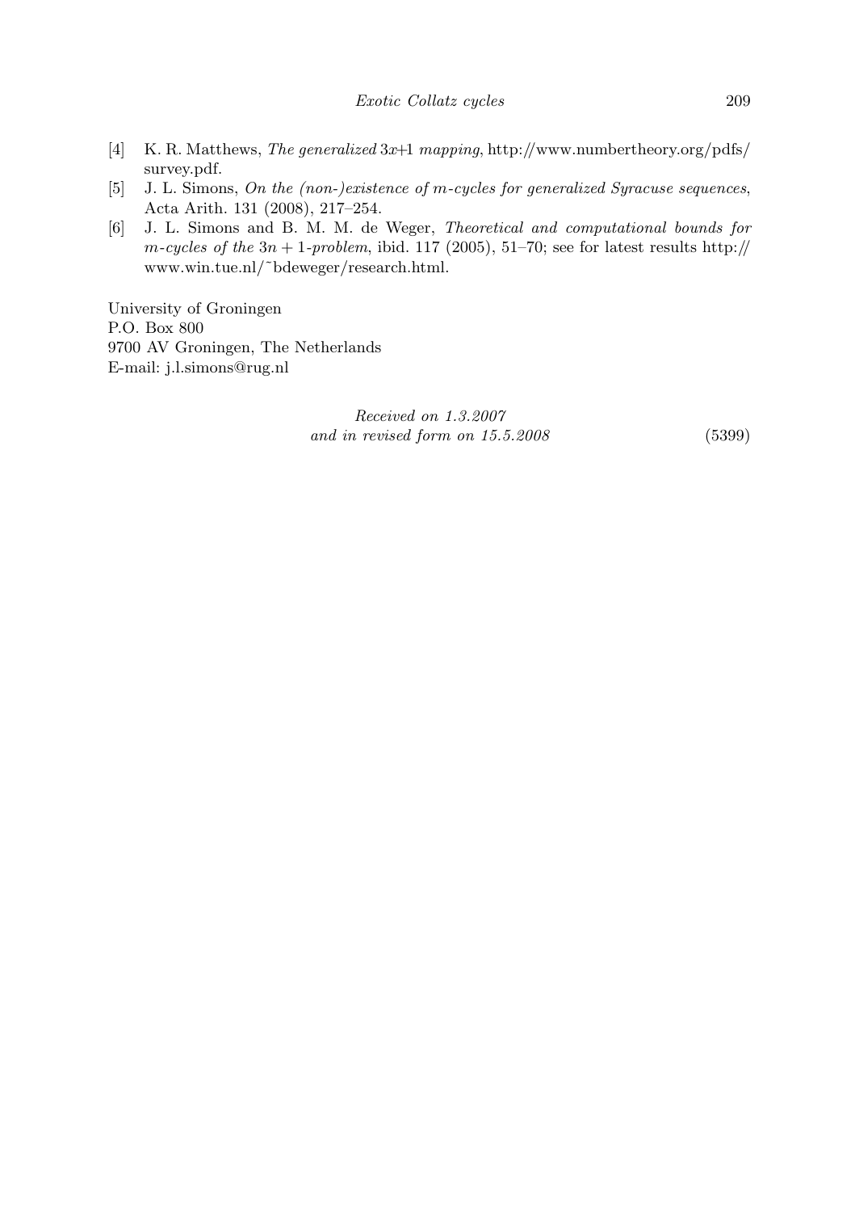[4] K. R. Matthews, *The generalized* $3x+1$ *mapping*, http://www.numbertheory.org/pdfs/survey.pdf.

[5] J. L. Simons, *On the (non-)existence of* $m$*-cycles for generalized Syracuse sequences*, Acta Arith. 131 (2008), 217–254.

[6] J. L. Simons and B. M. M. de Weger, *Theoretical and computational bounds for* $m$*-cycles of the* $3n+1$*-problem*, ibid. 117 (2005), 51–70; see for latest results http://www.win.tue.nl/˜bdeweger/research.html.

University of Groningen
P.O. Box 800
9700 AV Groningen, The Netherlands
E-mail: j.l.simons@rug.nl

*Received on 1.3.2007*
*and in revised form on 15.5.2008* (5399)